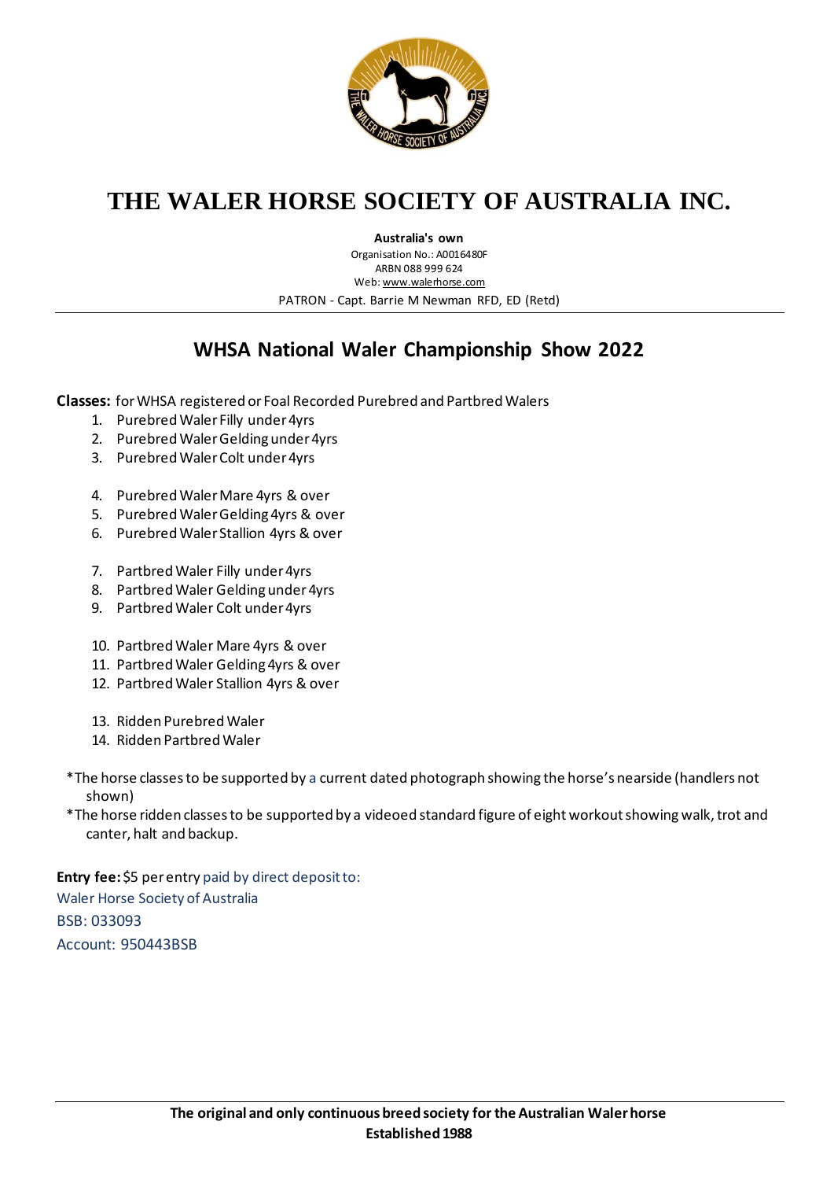# THE WALER HORSE SOCIETY OF AUSTRALIA INC.

**Australia's own**
Organisation No.: A0016480F
ARBN 088 999 624
Web: www.walerhorse.com
PATRON - Capt. Barrie M Newman RFD, ED (Retd)

## WHSA National Waler Championship Show 2022

**Classes:** for WHSA registered or Foal Recorded Purebred and Partbred Walers

1. Purebred Waler Filly under 4yrs
2. Purebred Waler Gelding under 4yrs
3. Purebred Waler Colt under 4yrs

4. Purebred Waler Mare 4yrs & over
5. Purebred Waler Gelding 4yrs & over
6. Purebred Waler Stallion 4yrs & over

7. Partbred Waler Filly under 4yrs
8. Partbred Waler Gelding under 4yrs
9. Partbred Waler Colt under 4yrs

10. Partbred Waler Mare 4yrs & over
11. Partbred Waler Gelding 4yrs & over
12. Partbred Waler Stallion 4yrs & over

13. Ridden Purebred Waler
14. Ridden Partbred Waler

*The horse classes to be supported by a current dated photograph showing the horse's nearside (handlers not shown)

*The horse ridden classes to be supported by a videoed standard figure of eight workout showing walk, trot and canter, halt and backup.

**Entry fee:** $5 per entry paid by direct deposit to:
Waler Horse Society of Australia
BSB: 033093
Account: 950443BSB

**The original and only continuous breed society for the Australian Waler horse**
**Established 1988**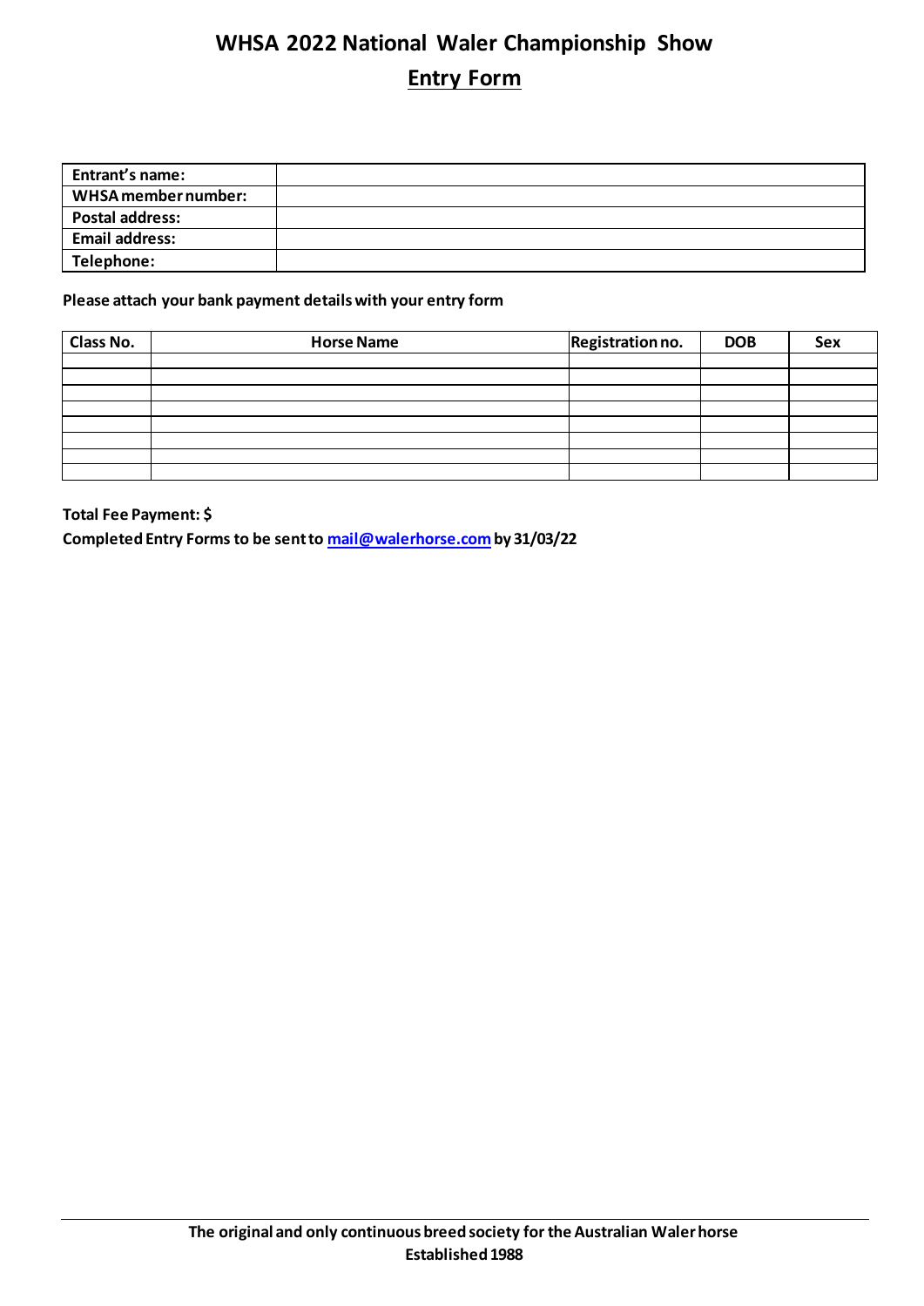# WHSA 2022 National Waler Championship Show

## Entry Form

| | |
|---|---|
| **Entrant's name:** | |
| **WHSA member number:** | |
| **Postal address:** | |
| **Email address:** | |
| **Telephone:** | |

**Please attach your bank payment details with your entry form**

| Class No. | Horse Name | Registration no. | DOB | Sex |
|---|---|---|---|---|
| | | | | |
| | | | | |
| | | | | |
| | | | | |
| | | | | |
| | | | | |
| | | | | |
| | | | | |

**Total Fee Payment: $**

**Completed Entry Forms to be sent to mail@walerhorse.com by 31/03/22**

**The original and only continuous breed society for the Australian Waler horse**
**Established 1988**